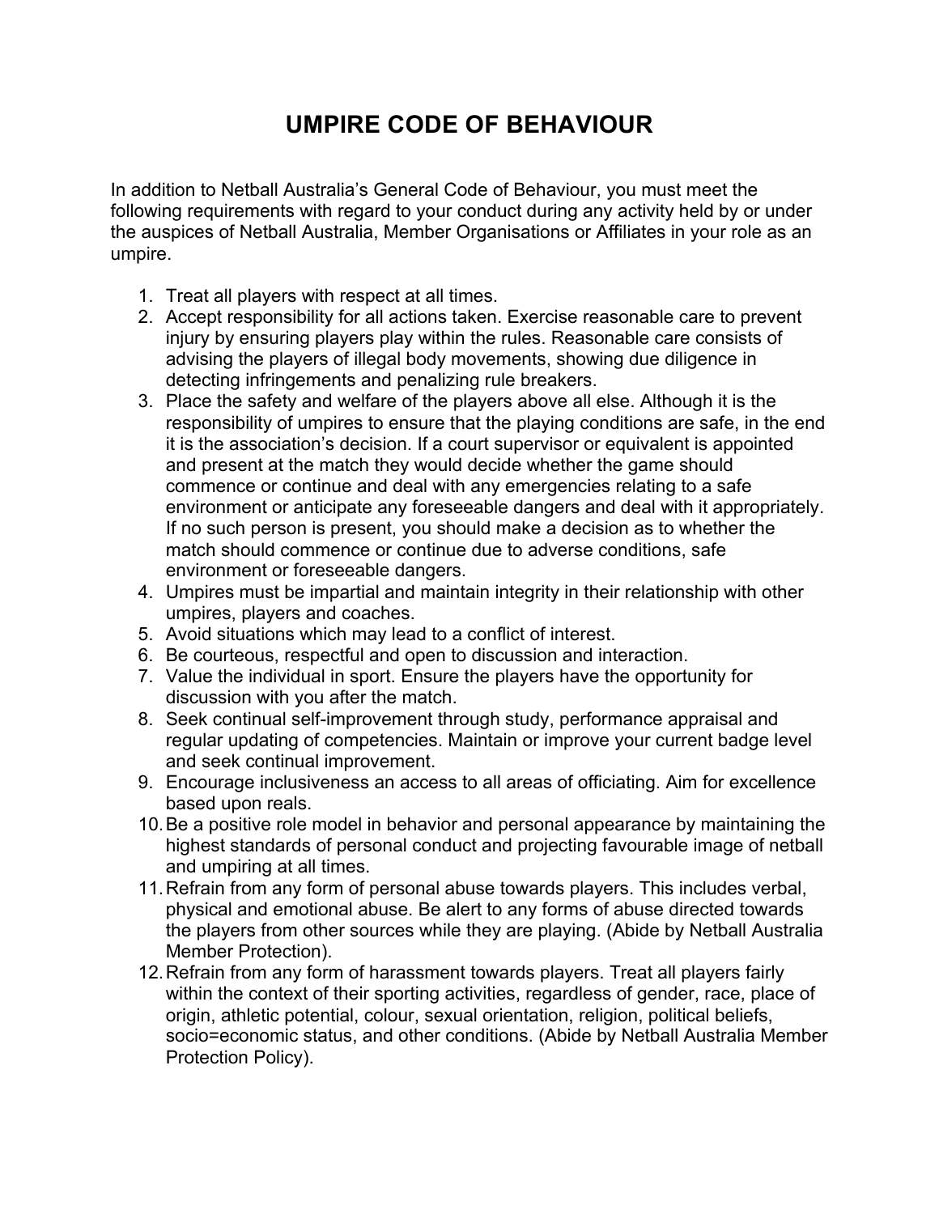# UMPIRE CODE OF BEHAVIOUR

In addition to Netball Australia's General Code of Behaviour, you must meet the following requirements with regard to your conduct during any activity held by or under the auspices of Netball Australia, Member Organisations or Affiliates in your role as an umpire.

1. Treat all players with respect at all times.
2. Accept responsibility for all actions taken. Exercise reasonable care to prevent injury by ensuring players play within the rules. Reasonable care consists of advising the players of illegal body movements, showing due diligence in detecting infringements and penalizing rule breakers.
3. Place the safety and welfare of the players above all else. Although it is the responsibility of umpires to ensure that the playing conditions are safe, in the end it is the association's decision. If a court supervisor or equivalent is appointed and present at the match they would decide whether the game should commence or continue and deal with any emergencies relating to a safe environment or anticipate any foreseeable dangers and deal with it appropriately. If no such person is present, you should make a decision as to whether the match should commence or continue due to adverse conditions, safe environment or foreseeable dangers.
4. Umpires must be impartial and maintain integrity in their relationship with other umpires, players and coaches.
5. Avoid situations which may lead to a conflict of interest.
6. Be courteous, respectful and open to discussion and interaction.
7. Value the individual in sport. Ensure the players have the opportunity for discussion with you after the match.
8. Seek continual self-improvement through study, performance appraisal and regular updating of competencies. Maintain or improve your current badge level and seek continual improvement.
9. Encourage inclusiveness an access to all areas of officiating. Aim for excellence based upon reals.
10. Be a positive role model in behavior and personal appearance by maintaining the highest standards of personal conduct and projecting favourable image of netball and umpiring at all times.
11. Refrain from any form of personal abuse towards players. This includes verbal, physical and emotional abuse. Be alert to any forms of abuse directed towards the players from other sources while they are playing. (Abide by Netball Australia Member Protection).
12. Refrain from any form of harassment towards players. Treat all players fairly within the context of their sporting activities, regardless of gender, race, place of origin, athletic potential, colour, sexual orientation, religion, political beliefs, socio=economic status, and other conditions. (Abide by Netball Australia Member Protection Policy).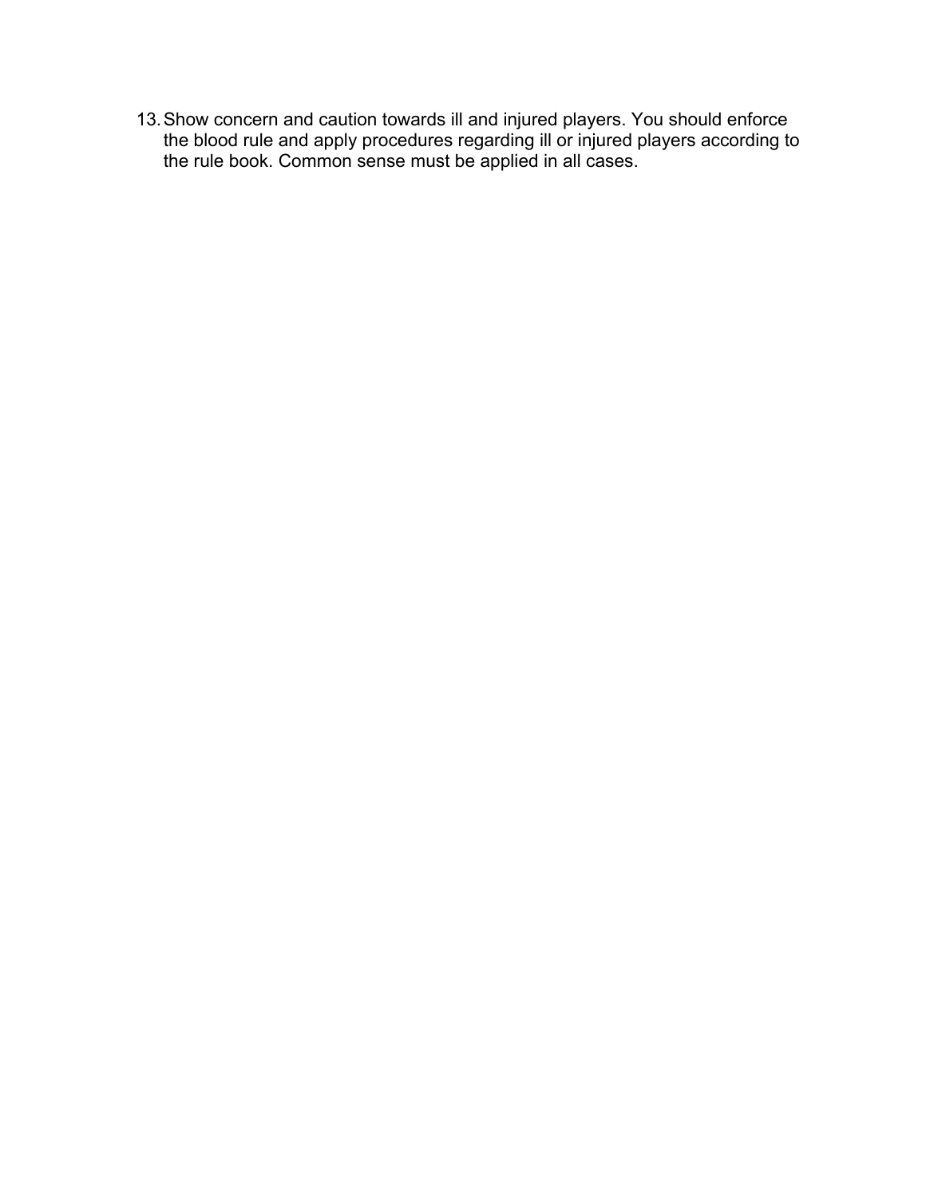13. Show concern and caution towards ill and injured players. You should enforce the blood rule and apply procedures regarding ill or injured players according to the rule book. Common sense must be applied in all cases.